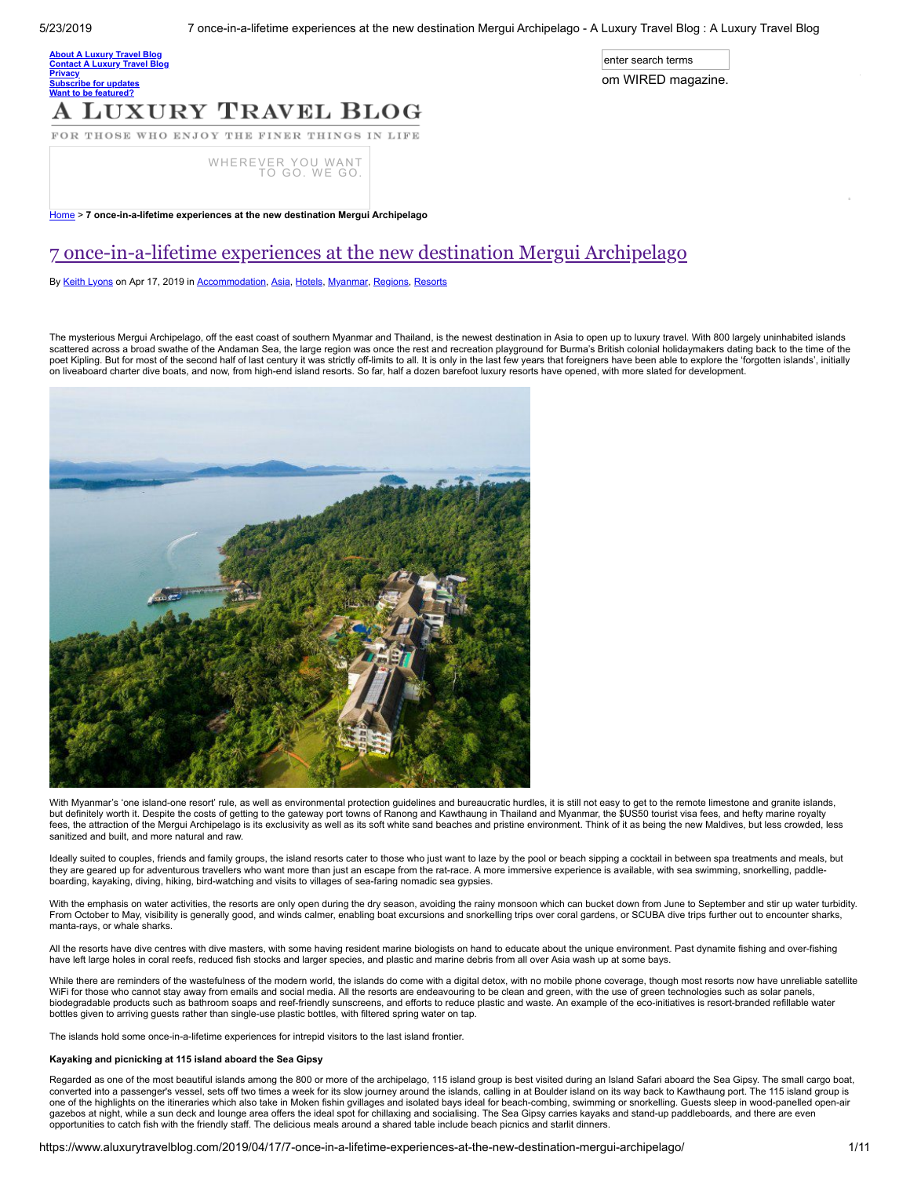[About A Luxury Travel Blog](#)
[Contact A Luxury Travel Blog](#)
[Privacy](#)
[Subscribe for updates](#)
[Want to be featured?](#)

# A LUXURY TRAVEL BLOG

FOR THOSE WHO ENJOY THE FINER THINGS IN LIFE

WHEREVER YOU WANT TO GO. WE GO.

enter search terms

om WIRED magazine.

[Home](#) > **7 once-in-a-lifetime experiences at the new destination Mergui Archipelago**

## 7 once-in-a-lifetime experiences at the new destination Mergui Archipelago

By [Keith Lyons](#) on Apr 17, 2019 in [Accommodation](#), [Asia](#), [Hotels](#), [Myanmar](#), [Regions](#), [Resorts](#)

The mysterious Mergui Archipelago, off the east coast of southern Myanmar and Thailand, is the newest destination in Asia to open up to luxury travel. With 800 largely uninhabited islands scattered across a broad swathe of the Andaman Sea, the large region was once the rest and recreation playground for Burma's British colonial holidaymakers dating back to the time of the poet Kipling. But for most of the second half of last century it was strictly off-limits to all. It is only in the last few years that foreigners have been able to explore the 'forgotten islands', initially on liveaboard charter dive boats, and now, from high-end island resorts. So far, half a dozen barefoot luxury resorts have opened, with more slated for development.

With Myanmar's 'one island-one resort' rule, as well as environmental protection guidelines and bureaucratic hurdles, it is still not easy to get to the remote limestone and granite islands, but definitely worth it. Despite the costs of getting to the gateway port towns of Ranong and Kawthaung in Thailand and Myanmar, the $US50 tourist visa fees, and hefty marine royalty fees, the attraction of the Mergui Archipelago is its exclusivity as well as its soft white sand beaches and pristine environment. Think of it as being the new Maldives, but less crowded, less sanitized and built, and more natural and raw.

Ideally suited to couples, friends and family groups, the island resorts cater to those who just want to laze by the pool or beach sipping a cocktail in between spa treatments and meals, but they are geared up for adventurous travellers who want more than just an escape from the rat-race. A more immersive experience is available, with sea swimming, snorkelling, paddle-boarding, kayaking, diving, hiking, bird-watching and visits to villages of sea-faring nomadic sea gypsies.

With the emphasis on water activities, the resorts are only open during the dry season, avoiding the rainy monsoon which can bucket down from June to September and stir up water turbidity. From October to May, visibility is generally good, and winds calmer, enabling boat excursions and snorkelling trips over coral gardens, or SCUBA dive trips further out to encounter sharks, manta-rays, or whale sharks.

All the resorts have dive centres with dive masters, with some having resident marine biologists on hand to educate about the unique environment. Past dynamite fishing and over-fishing have left large holes in coral reefs, reduced fish stocks and larger species, and plastic and marine debris from all over Asia wash up at some bays.

While there are reminders of the wastefulness of the modern world, the islands do come with a digital detox, with no mobile phone coverage, though most resorts now have unreliable satellite WiFi for those who cannot stay away from emails and social media. All the resorts are endeavouring to be clean and green, with the use of green technologies such as solar panels, biodegradable products such as bathroom soaps and reef-friendly sunscreens, and efforts to reduce plastic and waste. An example of the eco-initiatives is resort-branded refillable water bottles given to arriving guests rather than single-use plastic bottles, with filtered spring water on tap.

The islands hold some once-in-a-lifetime experiences for intrepid visitors to the last island frontier.

#### Kayaking and picnicking at 115 island aboard the Sea Gipsy

Regarded as one of the most beautiful islands among the 800 or more of the archipelago, 115 island group is best visited during an Island Safari aboard the Sea Gipsy. The small cargo boat, converted into a passenger's vessel, sets off two times a week for its slow journey around the islands, calling in at Boulder island on its way back to Kawthaung port. The 115 island group is one of the highlights on the itineraries which also take in Moken fishin gvillages and isolated bays ideal for beach-combing, swimming or snorkelling. Guests sleep in wood-panelled open-air gazebos at night, while a sun deck and lounge area offers the ideal spot for chillaxing and socialising. The Sea Gipsy carries kayaks and stand-up paddleboards, and there are even opportunities to catch fish with the friendly staff. The delicious meals around a shared table include beach picnics and starlit dinners.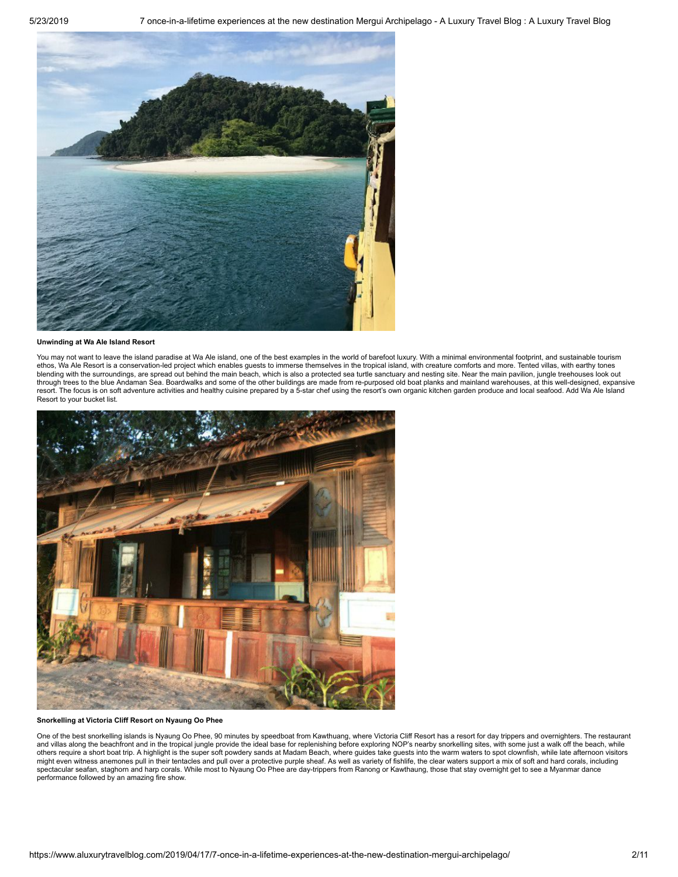**Unwinding at Wa Ale Island Resort**

You may not want to leave the island paradise at Wa Ale island, one of the best examples in the world of barefoot luxury. With a minimal environmental footprint, and sustainable tourism ethos, Wa Ale Resort is a conservation-led project which enables guests to immerse themselves in the tropical island, with creature comforts and more. Tented villas, with earthy tones blending with the surroundings, are spread out behind the main beach, which is also a protected sea turtle sanctuary and nesting site. Near the main pavilion, jungle treehouses look out through trees to the blue Andaman Sea. Boardwalks and some of the other buildings are made from re-purposed old boat planks and mainland warehouses, at this well-designed, expansive resort. The focus is on soft adventure activities and healthy cuisine prepared by a 5-star chef using the resort's own organic kitchen garden produce and local seafood. Add Wa Ale Island Resort to your bucket list.

**Snorkelling at Victoria Cliff Resort on Nyaung Oo Phee**

One of the best snorkelling islands is Nyaung Oo Phee, 90 minutes by speedboat from Kawthuang, where Victoria Cliff Resort has a resort for day trippers and overnighters. The restaurant and villas along the beachfront and in the tropical jungle provide the ideal base for replenishing before exploring NOP's nearby snorkelling sites, with some just a walk off the beach, while others require a short boat trip. A highlight is the super soft powdery sands at Madam Beach, where guides take guests into the warm waters to spot clownfish, while late afternoon visitors might even witness anemones pull in their tentacles and pull over a protective purple sheaf. As well as variety of fishlife, the clear waters support a mix of soft and hard corals, including spectacular seafan, staghorn and harp corals. While most to Nyaung Oo Phee are day-trippers from Ranong or Kawthaung, those that stay overnight get to see a Myanmar dance performance followed by an amazing fire show.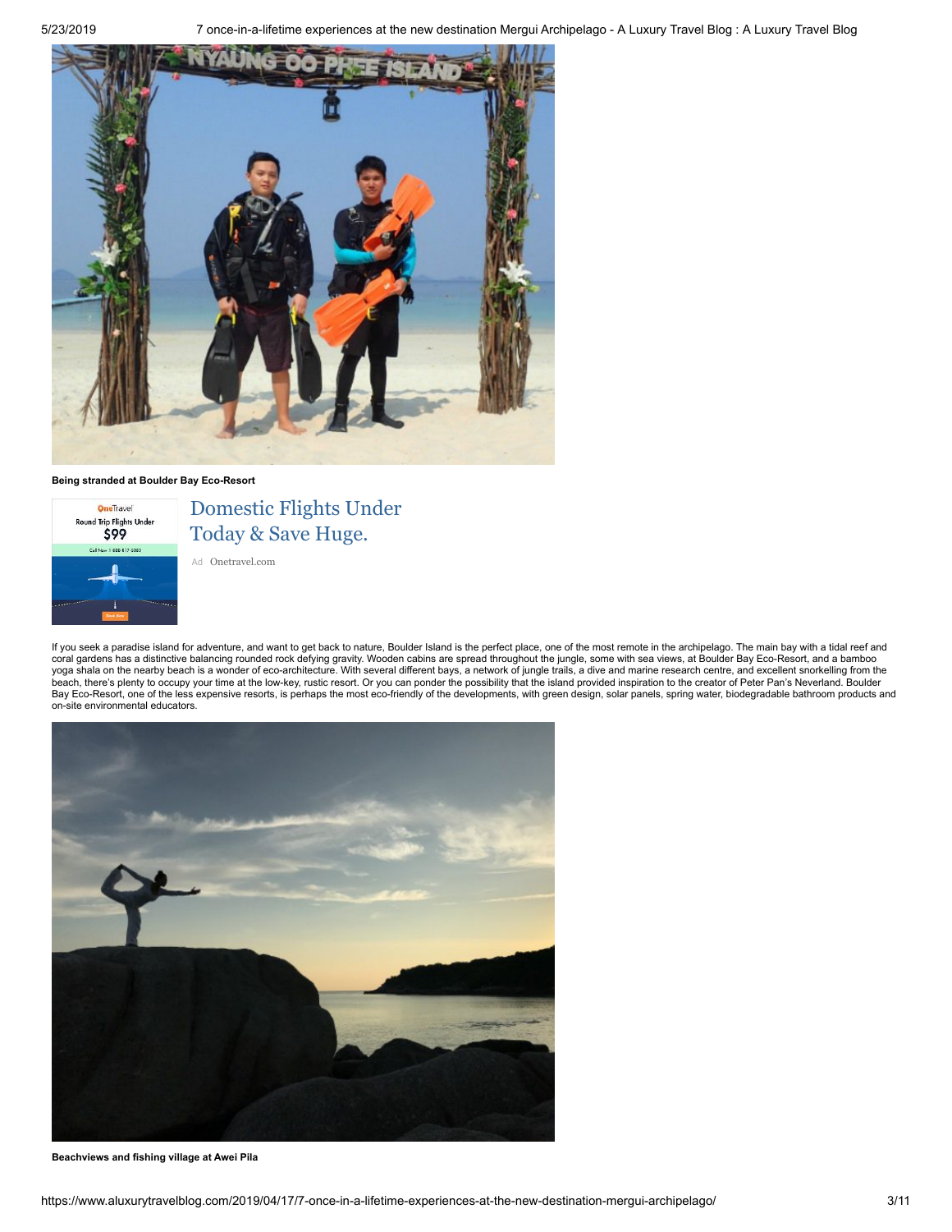**Being stranded at Boulder Bay Eco-Resort**

Domestic Flights Under Today & Save Huge.

Ad Onetravel.com

If you seek a paradise island for adventure, and want to get back to nature, Boulder Island is the perfect place, one of the most remote in the archipelago. The main bay with a tidal reef and coral gardens has a distinctive balancing rounded rock defying gravity. Wooden cabins are spread throughout the jungle, some with sea views, at Boulder Bay Eco-Resort, and a bamboo yoga shala on the nearby beach is a wonder of eco-architecture. With several different bays, a network of jungle trails, a dive and marine research centre, and excellent snorkelling from the beach, there's plenty to occupy your time at the low-key, rustic resort. Or you can ponder the possibility that the island provided inspiration to the creator of Peter Pan's Neverland. Boulder Bay Eco-Resort, one of the less expensive resorts, is perhaps the most eco-friendly of the developments, with green design, solar panels, spring water, biodegradable bathroom products and on-site environmental educators.

**Beachviews and fishing village at Awei Pila**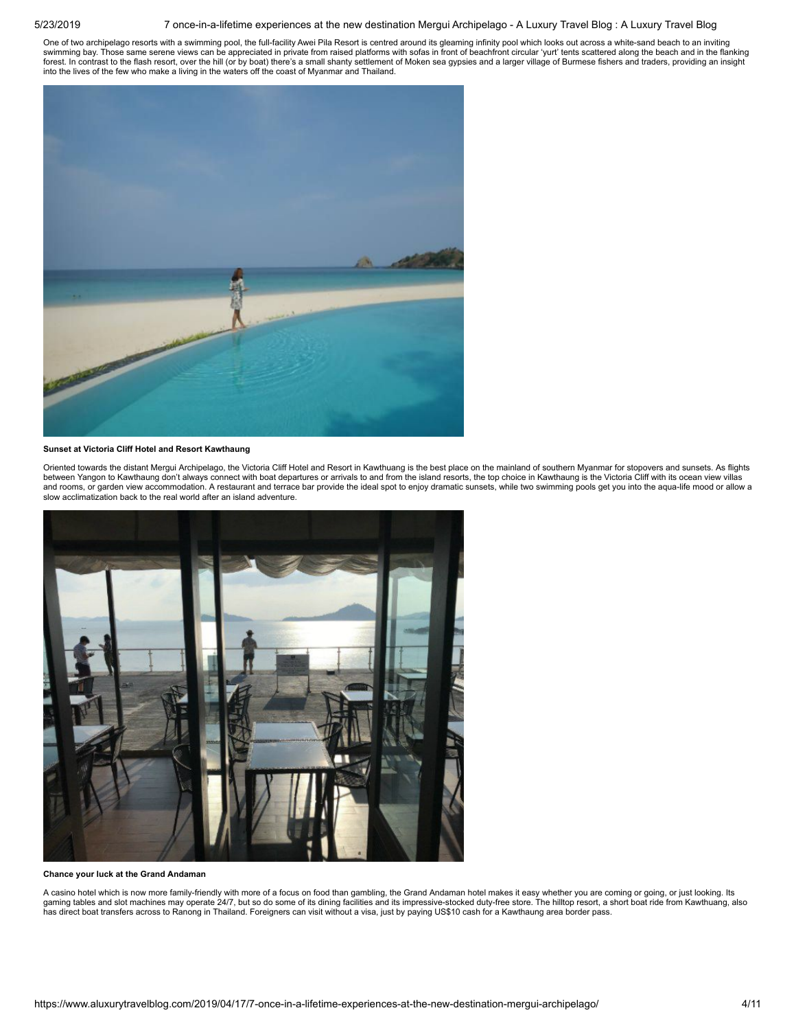One of two archipelago resorts with a swimming pool, the full-facility Awei Pila Resort is centred around its gleaming infinity pool which looks out across a white-sand beach to an inviting swimming bay. Those same serene views can be appreciated in private from raised platforms with sofas in front of beachfront circular 'yurt' tents scattered along the beach and in the flanking forest. In contrast to the flash resort, over the hill (or by boat) there's a small shanty settlement of Moken sea gypsies and a larger village of Burmese fishers and traders, providing an insight into the lives of the few who make a living in the waters off the coast of Myanmar and Thailand.

**Sunset at Victoria Cliff Hotel and Resort Kawthaung**

Oriented towards the distant Mergui Archipelago, the Victoria Cliff Hotel and Resort in Kawthuang is the best place on the mainland of southern Myanmar for stopovers and sunsets. As flights between Yangon to Kawthaung don't always connect with boat departures or arrivals to and from the island resorts, the top choice in Kawthaung is the Victoria Cliff with its ocean view villas and rooms, or garden view accommodation. A restaurant and terrace bar provide the ideal spot to enjoy dramatic sunsets, while two swimming pools get you into the aqua-life mood or allow a slow acclimatization back to the real world after an island adventure.

**Chance your luck at the Grand Andaman**

A casino hotel which is now more family-friendly with more of a focus on food than gambling, the Grand Andaman hotel makes it easy whether you are coming or going, or just looking. Its gaming tables and slot machines may operate 24/7, but so do some of its dining facilities and its impressive-stocked duty-free store. The hilltop resort, a short boat ride from Kawthuang, also has direct boat transfers across to Ranong in Thailand. Foreigners can visit without a visa, just by paying US$10 cash for a Kawthaung area border pass.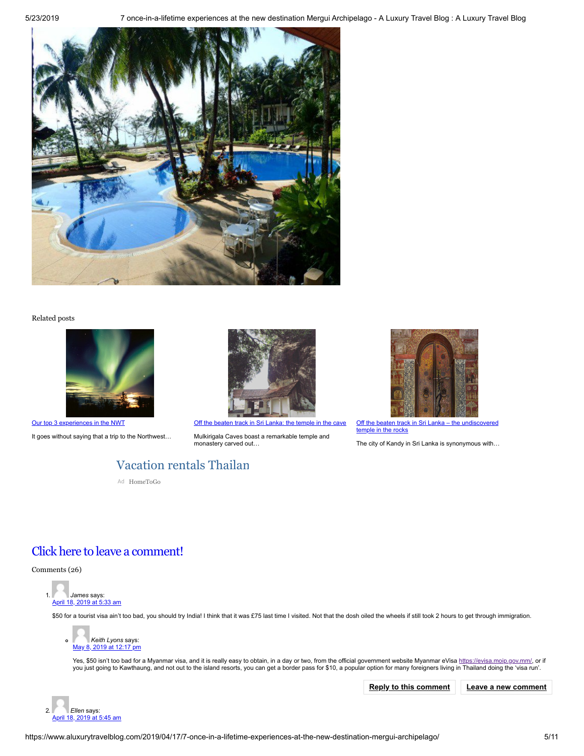Related posts

[Our top 3 experiences in the NWT](#)

It goes without saying that a trip to the Northwest…

[Off the beaten track in Sri Lanka: the temple in the cave](#)

Mulkirigala Caves boast a remarkable temple and monastery carved out…

[Off the beaten track in Sri Lanka – the undiscovered temple in the rocks](#)

The city of Kandy in Sri Lanka is synonymous with…

Vacation rentals Thailan

Ad HomeToGo

# Click here to leave a comment!

Comments (26)

1. *James* says:
   April 18, 2019 at 5:33 am

   $50 for a tourist visa ain't too bad, you should try India! I think that it was £75 last time I visited. Not that the dosh oiled the wheels it still took 2 hours to get through immigration.

   - *Keith Lyons* says:
     May 8, 2019 at 12:17 pm

     Yes, $50 isn't too bad for a Myanmar visa, and it is really easy to obtain, in a day or two, from the official government website Myanmar eVisa https://evisa.moip.gov.mm/, or if you just going to Kawthaung, and not out to the island resorts, you can get a border pass for $10, a popular option for many foreigners living in Thailand doing the 'visa run'.

**Reply to this comment** | **Leave a new comment**

2. *Ellen* says:
   April 18, 2019 at 5:45 am